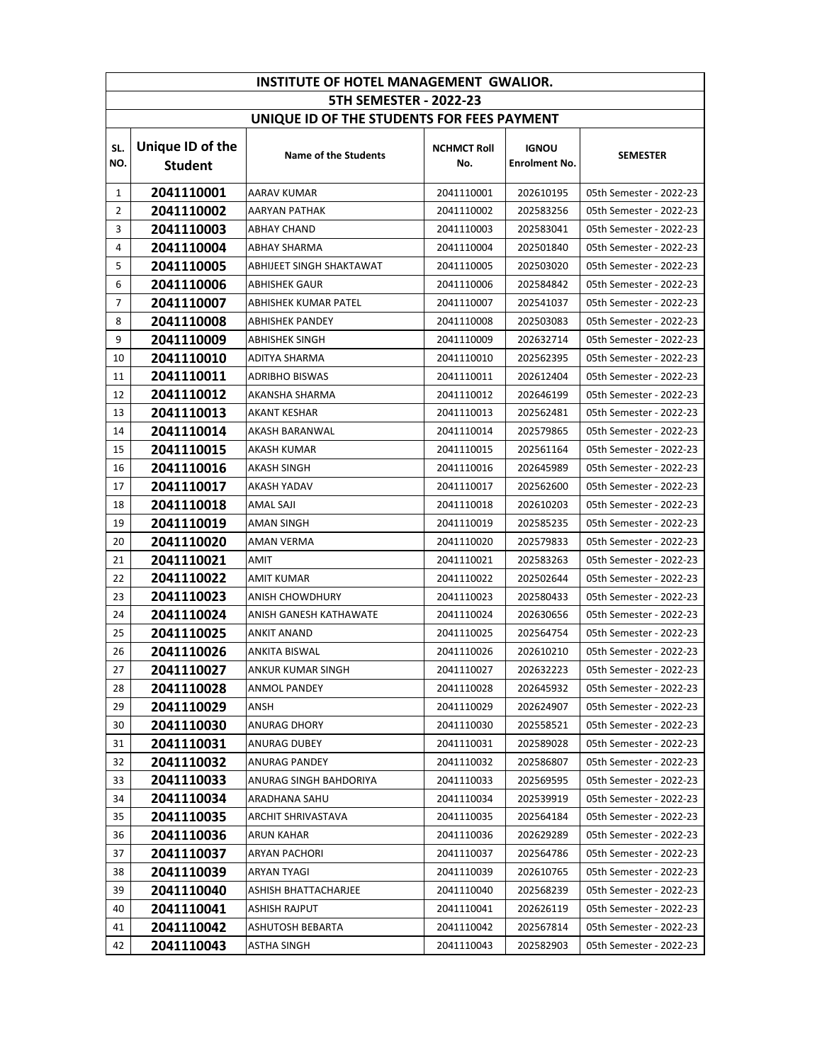| INSTITUTE OF HOTEL MANAGEMENT GWALIOR. | | | | | |
|---|---|---|---|---|---|
| 5TH SEMESTER - 2022-23 | | | | | |
| UNIQUE ID OF THE STUDENTS FOR FEES PAYMENT | | | | | |
| SL. NO. | Unique ID of the Student | Name of the Students | NCHMCT Roll No. | IGNOU Enrolment No. | SEMESTER |
| 1 | 2041110001 | AARAV KUMAR | 2041110001 | 202610195 | 05th Semester - 2022-23 |
| 2 | 2041110002 | AARYAN PATHAK | 2041110002 | 202583256 | 05th Semester - 2022-23 |
| 3 | 2041110003 | ABHAY CHAND | 2041110003 | 202583041 | 05th Semester - 2022-23 |
| 4 | 2041110004 | ABHAY SHARMA | 2041110004 | 202501840 | 05th Semester - 2022-23 |
| 5 | 2041110005 | ABHIJEET SINGH SHAKTAWAT | 2041110005 | 202503020 | 05th Semester - 2022-23 |
| 6 | 2041110006 | ABHISHEK GAUR | 2041110006 | 202584842 | 05th Semester - 2022-23 |
| 7 | 2041110007 | ABHISHEK KUMAR PATEL | 2041110007 | 202541037 | 05th Semester - 2022-23 |
| 8 | 2041110008 | ABHISHEK PANDEY | 2041110008 | 202503083 | 05th Semester - 2022-23 |
| 9 | 2041110009 | ABHISHEK SINGH | 2041110009 | 202632714 | 05th Semester - 2022-23 |
| 10 | 2041110010 | ADITYA SHARMA | 2041110010 | 202562395 | 05th Semester - 2022-23 |
| 11 | 2041110011 | ADRIBHO BISWAS | 2041110011 | 202612404 | 05th Semester - 2022-23 |
| 12 | 2041110012 | AKANSHA SHARMA | 2041110012 | 202646199 | 05th Semester - 2022-23 |
| 13 | 2041110013 | AKANT KESHAR | 2041110013 | 202562481 | 05th Semester - 2022-23 |
| 14 | 2041110014 | AKASH BARANWAL | 2041110014 | 202579865 | 05th Semester - 2022-23 |
| 15 | 2041110015 | AKASH KUMAR | 2041110015 | 202561164 | 05th Semester - 2022-23 |
| 16 | 2041110016 | AKASH SINGH | 2041110016 | 202645989 | 05th Semester - 2022-23 |
| 17 | 2041110017 | AKASH YADAV | 2041110017 | 202562600 | 05th Semester - 2022-23 |
| 18 | 2041110018 | AMAL SAJI | 2041110018 | 202610203 | 05th Semester - 2022-23 |
| 19 | 2041110019 | AMAN SINGH | 2041110019 | 202585235 | 05th Semester - 2022-23 |
| 20 | 2041110020 | AMAN VERMA | 2041110020 | 202579833 | 05th Semester - 2022-23 |
| 21 | 2041110021 | AMIT | 2041110021 | 202583263 | 05th Semester - 2022-23 |
| 22 | 2041110022 | AMIT KUMAR | 2041110022 | 202502644 | 05th Semester - 2022-23 |
| 23 | 2041110023 | ANISH CHOWDHURY | 2041110023 | 202580433 | 05th Semester - 2022-23 |
| 24 | 2041110024 | ANISH GANESH KATHAWATE | 2041110024 | 202630656 | 05th Semester - 2022-23 |
| 25 | 2041110025 | ANKIT ANAND | 2041110025 | 202564754 | 05th Semester - 2022-23 |
| 26 | 2041110026 | ANKITA BISWAL | 2041110026 | 202610210 | 05th Semester - 2022-23 |
| 27 | 2041110027 | ANKUR KUMAR SINGH | 2041110027 | 202632223 | 05th Semester - 2022-23 |
| 28 | 2041110028 | ANMOL PANDEY | 2041110028 | 202645932 | 05th Semester - 2022-23 |
| 29 | 2041110029 | ANSH | 2041110029 | 202624907 | 05th Semester - 2022-23 |
| 30 | 2041110030 | ANURAG DHORY | 2041110030 | 202558521 | 05th Semester - 2022-23 |
| 31 | 2041110031 | ANURAG DUBEY | 2041110031 | 202589028 | 05th Semester - 2022-23 |
| 32 | 2041110032 | ANURAG PANDEY | 2041110032 | 202586807 | 05th Semester - 2022-23 |
| 33 | 2041110033 | ANURAG SINGH BAHDORIYA | 2041110033 | 202569595 | 05th Semester - 2022-23 |
| 34 | 2041110034 | ARADHANA SAHU | 2041110034 | 202539919 | 05th Semester - 2022-23 |
| 35 | 2041110035 | ARCHIT SHRIVASTAVA | 2041110035 | 202564184 | 05th Semester - 2022-23 |
| 36 | 2041110036 | ARUN KAHAR | 2041110036 | 202629289 | 05th Semester - 2022-23 |
| 37 | 2041110037 | ARYAN PACHORI | 2041110037 | 202564786 | 05th Semester - 2022-23 |
| 38 | 2041110039 | ARYAN TYAGI | 2041110039 | 202610765 | 05th Semester - 2022-23 |
| 39 | 2041110040 | ASHISH BHATTACHARJEE | 2041110040 | 202568239 | 05th Semester - 2022-23 |
| 40 | 2041110041 | ASHISH RAJPUT | 2041110041 | 202626119 | 05th Semester - 2022-23 |
| 41 | 2041110042 | ASHUTOSH BEBARTA | 2041110042 | 202567814 | 05th Semester - 2022-23 |
| 42 | 2041110043 | ASTHA SINGH | 2041110043 | 202582903 | 05th Semester - 2022-23 |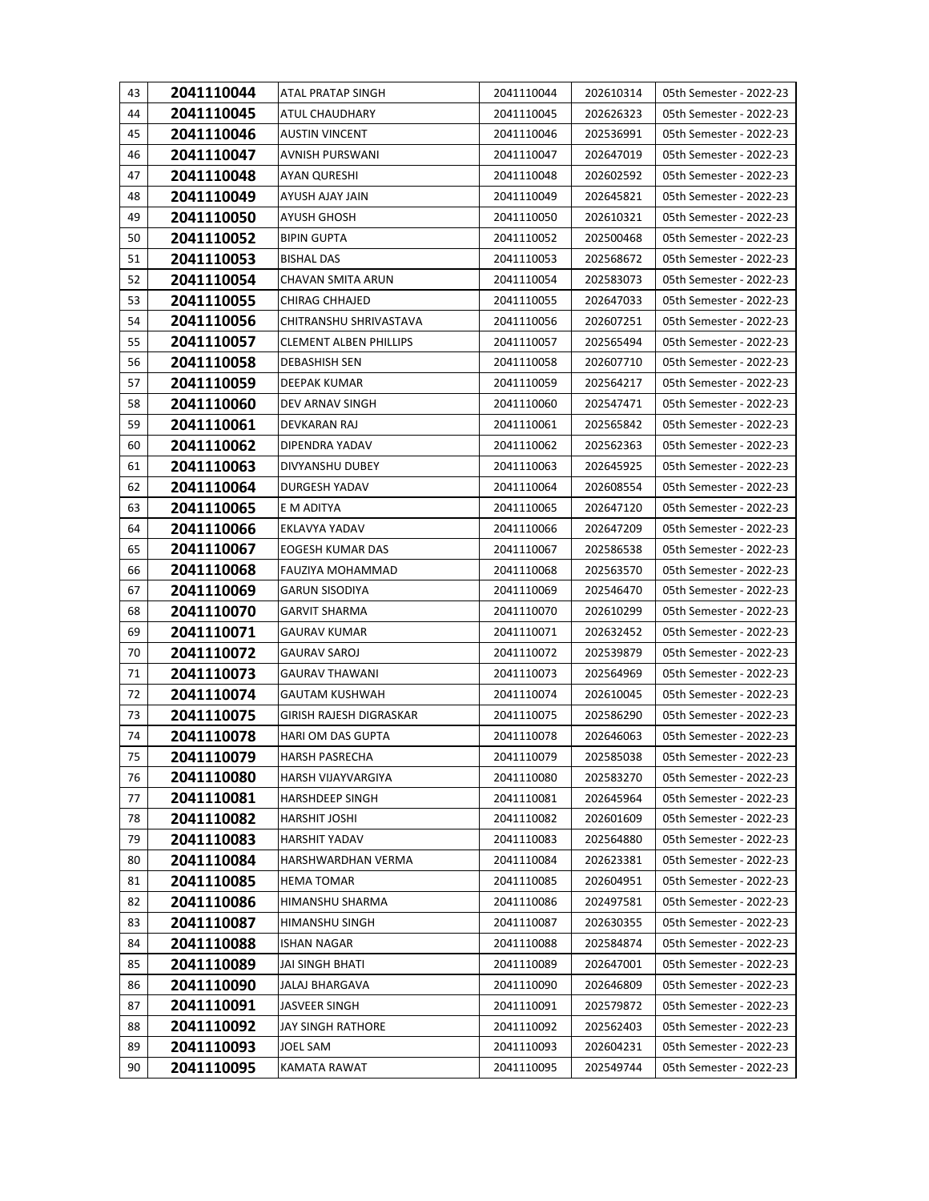| 43 | **2041110044** | ATAL PRATAP SINGH | 2041110044 | 202610314 | 05th Semester - 2022-23 |
|---|---|---|---|---|---|
| 44 | **2041110045** | ATUL CHAUDHARY | 2041110045 | 202626323 | 05th Semester - 2022-23 |
| 45 | **2041110046** | AUSTIN VINCENT | 2041110046 | 202536991 | 05th Semester - 2022-23 |
| 46 | **2041110047** | AVNISH PURSWANI | 2041110047 | 202647019 | 05th Semester - 2022-23 |
| 47 | **2041110048** | AYAN QURESHI | 2041110048 | 202602592 | 05th Semester - 2022-23 |
| 48 | **2041110049** | AYUSH AJAY JAIN | 2041110049 | 202645821 | 05th Semester - 2022-23 |
| 49 | **2041110050** | AYUSH GHOSH | 2041110050 | 202610321 | 05th Semester - 2022-23 |
| 50 | **2041110052** | BIPIN GUPTA | 2041110052 | 202500468 | 05th Semester - 2022-23 |
| 51 | **2041110053** | BISHAL DAS | 2041110053 | 202568672 | 05th Semester - 2022-23 |
| 52 | **2041110054** | CHAVAN SMITA ARUN | 2041110054 | 202583073 | 05th Semester - 2022-23 |
| 53 | **2041110055** | CHIRAG CHHAJED | 2041110055 | 202647033 | 05th Semester - 2022-23 |
| 54 | **2041110056** | CHITRANSHU SHRIVASTAVA | 2041110056 | 202607251 | 05th Semester - 2022-23 |
| 55 | **2041110057** | CLEMENT ALBEN PHILLIPS | 2041110057 | 202565494 | 05th Semester - 2022-23 |
| 56 | **2041110058** | DEBASHISH SEN | 2041110058 | 202607710 | 05th Semester - 2022-23 |
| 57 | **2041110059** | DEEPAK KUMAR | 2041110059 | 202564217 | 05th Semester - 2022-23 |
| 58 | **2041110060** | DEV ARNAV SINGH | 2041110060 | 202547471 | 05th Semester - 2022-23 |
| 59 | **2041110061** | DEVKARAN RAJ | 2041110061 | 202565842 | 05th Semester - 2022-23 |
| 60 | **2041110062** | DIPENDRA YADAV | 2041110062 | 202562363 | 05th Semester - 2022-23 |
| 61 | **2041110063** | DIVYANSHU DUBEY | 2041110063 | 202645925 | 05th Semester - 2022-23 |
| 62 | **2041110064** | DURGESH YADAV | 2041110064 | 202608554 | 05th Semester - 2022-23 |
| 63 | **2041110065** | E M ADITYA | 2041110065 | 202647120 | 05th Semester - 2022-23 |
| 64 | **2041110066** | EKLAVYA YADAV | 2041110066 | 202647209 | 05th Semester - 2022-23 |
| 65 | **2041110067** | EOGESH KUMAR DAS | 2041110067 | 202586538 | 05th Semester - 2022-23 |
| 66 | **2041110068** | FAUZIYA MOHAMMAD | 2041110068 | 202563570 | 05th Semester - 2022-23 |
| 67 | **2041110069** | GARUN SISODIYA | 2041110069 | 202546470 | 05th Semester - 2022-23 |
| 68 | **2041110070** | GARVIT SHARMA | 2041110070 | 202610299 | 05th Semester - 2022-23 |
| 69 | **2041110071** | GAURAV KUMAR | 2041110071 | 202632452 | 05th Semester - 2022-23 |
| 70 | **2041110072** | GAURAV SAROJ | 2041110072 | 202539879 | 05th Semester - 2022-23 |
| 71 | **2041110073** | GAURAV THAWANI | 2041110073 | 202564969 | 05th Semester - 2022-23 |
| 72 | **2041110074** | GAUTAM KUSHWAH | 2041110074 | 202610045 | 05th Semester - 2022-23 |
| 73 | **2041110075** | GIRISH RAJESH DIGRASKAR | 2041110075 | 202586290 | 05th Semester - 2022-23 |
| 74 | **2041110078** | HARI OM DAS GUPTA | 2041110078 | 202646063 | 05th Semester - 2022-23 |
| 75 | **2041110079** | HARSH PASRECHA | 2041110079 | 202585038 | 05th Semester - 2022-23 |
| 76 | **2041110080** | HARSH VIJAYVARGIYA | 2041110080 | 202583270 | 05th Semester - 2022-23 |
| 77 | **2041110081** | HARSHDEEP SINGH | 2041110081 | 202645964 | 05th Semester - 2022-23 |
| 78 | **2041110082** | HARSHIT JOSHI | 2041110082 | 202601609 | 05th Semester - 2022-23 |
| 79 | **2041110083** | HARSHIT YADAV | 2041110083 | 202564880 | 05th Semester - 2022-23 |
| 80 | **2041110084** | HARSHWARDHAN VERMA | 2041110084 | 202623381 | 05th Semester - 2022-23 |
| 81 | **2041110085** | HEMA TOMAR | 2041110085 | 202604951 | 05th Semester - 2022-23 |
| 82 | **2041110086** | HIMANSHU SHARMA | 2041110086 | 202497581 | 05th Semester - 2022-23 |
| 83 | **2041110087** | HIMANSHU SINGH | 2041110087 | 202630355 | 05th Semester - 2022-23 |
| 84 | **2041110088** | ISHAN NAGAR | 2041110088 | 202584874 | 05th Semester - 2022-23 |
| 85 | **2041110089** | JAI SINGH BHATI | 2041110089 | 202647001 | 05th Semester - 2022-23 |
| 86 | **2041110090** | JALAJ BHARGAVA | 2041110090 | 202646809 | 05th Semester - 2022-23 |
| 87 | **2041110091** | JASVEER SINGH | 2041110091 | 202579872 | 05th Semester - 2022-23 |
| 88 | **2041110092** | JAY SINGH RATHORE | 2041110092 | 202562403 | 05th Semester - 2022-23 |
| 89 | **2041110093** | JOEL SAM | 2041110093 | 202604231 | 05th Semester - 2022-23 |
| 90 | **2041110095** | KAMATA RAWAT | 2041110095 | 202549744 | 05th Semester - 2022-23 |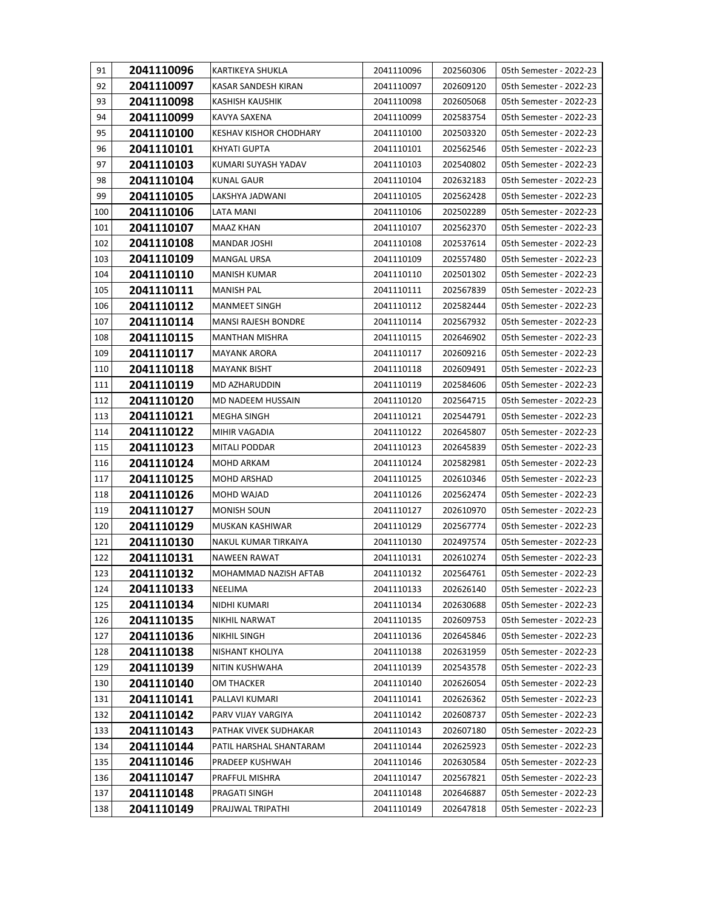| 91 | **2041110096** | KARTIKEYA SHUKLA | 2041110096 | 202560306 | 05th Semester - 2022-23 |
|---|---|---|---|---|---|
| 92 | **2041110097** | KASAR SANDESH KIRAN | 2041110097 | 202609120 | 05th Semester - 2022-23 |
| 93 | **2041110098** | KASHISH KAUSHIK | 2041110098 | 202605068 | 05th Semester - 2022-23 |
| 94 | **2041110099** | KAVYA SAXENA | 2041110099 | 202583754 | 05th Semester - 2022-23 |
| 95 | **2041110100** | KESHAV KISHOR CHODHARY | 2041110100 | 202503320 | 05th Semester - 2022-23 |
| 96 | **2041110101** | KHYATI GUPTA | 2041110101 | 202562546 | 05th Semester - 2022-23 |
| 97 | **2041110103** | KUMARI SUYASH YADAV | 2041110103 | 202540802 | 05th Semester - 2022-23 |
| 98 | **2041110104** | KUNAL GAUR | 2041110104 | 202632183 | 05th Semester - 2022-23 |
| 99 | **2041110105** | LAKSHYA JADWANI | 2041110105 | 202562428 | 05th Semester - 2022-23 |
| 100 | **2041110106** | LATA MANI | 2041110106 | 202502289 | 05th Semester - 2022-23 |
| 101 | **2041110107** | MAAZ KHAN | 2041110107 | 202562370 | 05th Semester - 2022-23 |
| 102 | **2041110108** | MANDAR JOSHI | 2041110108 | 202537614 | 05th Semester - 2022-23 |
| 103 | **2041110109** | MANGAL URSA | 2041110109 | 202557480 | 05th Semester - 2022-23 |
| 104 | **2041110110** | MANISH KUMAR | 2041110110 | 202501302 | 05th Semester - 2022-23 |
| 105 | **2041110111** | MANISH PAL | 2041110111 | 202567839 | 05th Semester - 2022-23 |
| 106 | **2041110112** | MANMEET SINGH | 2041110112 | 202582444 | 05th Semester - 2022-23 |
| 107 | **2041110114** | MANSI RAJESH BONDRE | 2041110114 | 202567932 | 05th Semester - 2022-23 |
| 108 | **2041110115** | MANTHAN MISHRA | 2041110115 | 202646902 | 05th Semester - 2022-23 |
| 109 | **2041110117** | MAYANK ARORA | 2041110117 | 202609216 | 05th Semester - 2022-23 |
| 110 | **2041110118** | MAYANK BISHT | 2041110118 | 202609491 | 05th Semester - 2022-23 |
| 111 | **2041110119** | MD AZHARUDDIN | 2041110119 | 202584606 | 05th Semester - 2022-23 |
| 112 | **2041110120** | MD NADEEM HUSSAIN | 2041110120 | 202564715 | 05th Semester - 2022-23 |
| 113 | **2041110121** | MEGHA SINGH | 2041110121 | 202544791 | 05th Semester - 2022-23 |
| 114 | **2041110122** | MIHIR VAGADIA | 2041110122 | 202645807 | 05th Semester - 2022-23 |
| 115 | **2041110123** | MITALI PODDAR | 2041110123 | 202645839 | 05th Semester - 2022-23 |
| 116 | **2041110124** | MOHD ARKAM | 2041110124 | 202582981 | 05th Semester - 2022-23 |
| 117 | **2041110125** | MOHD ARSHAD | 2041110125 | 202610346 | 05th Semester - 2022-23 |
| 118 | **2041110126** | MOHD WAJAD | 2041110126 | 202562474 | 05th Semester - 2022-23 |
| 119 | **2041110127** | MONISH SOUN | 2041110127 | 202610970 | 05th Semester - 2022-23 |
| 120 | **2041110129** | MUSKAN KASHIWAR | 2041110129 | 202567774 | 05th Semester - 2022-23 |
| 121 | **2041110130** | NAKUL KUMAR TIRKAIYA | 2041110130 | 202497574 | 05th Semester - 2022-23 |
| 122 | **2041110131** | NAWEEN RAWAT | 2041110131 | 202610274 | 05th Semester - 2022-23 |
| 123 | **2041110132** | MOHAMMAD NAZISH AFTAB | 2041110132 | 202564761 | 05th Semester - 2022-23 |
| 124 | **2041110133** | NEELIMA | 2041110133 | 202626140 | 05th Semester - 2022-23 |
| 125 | **2041110134** | NIDHI KUMARI | 2041110134 | 202630688 | 05th Semester - 2022-23 |
| 126 | **2041110135** | NIKHIL NARWAT | 2041110135 | 202609753 | 05th Semester - 2022-23 |
| 127 | **2041110136** | NIKHIL SINGH | 2041110136 | 202645846 | 05th Semester - 2022-23 |
| 128 | **2041110138** | NISHANT KHOLIYA | 2041110138 | 202631959 | 05th Semester - 2022-23 |
| 129 | **2041110139** | NITIN KUSHWAHA | 2041110139 | 202543578 | 05th Semester - 2022-23 |
| 130 | **2041110140** | OM THACKER | 2041110140 | 202626054 | 05th Semester - 2022-23 |
| 131 | **2041110141** | PALLAVI KUMARI | 2041110141 | 202626362 | 05th Semester - 2022-23 |
| 132 | **2041110142** | PARV VIJAY VARGIYA | 2041110142 | 202608737 | 05th Semester - 2022-23 |
| 133 | **2041110143** | PATHAK VIVEK SUDHAKAR | 2041110143 | 202607180 | 05th Semester - 2022-23 |
| 134 | **2041110144** | PATIL HARSHAL SHANTARAM | 2041110144 | 202625923 | 05th Semester - 2022-23 |
| 135 | **2041110146** | PRADEEP KUSHWAH | 2041110146 | 202630584 | 05th Semester - 2022-23 |
| 136 | **2041110147** | PRAFFUL MISHRA | 2041110147 | 202567821 | 05th Semester - 2022-23 |
| 137 | **2041110148** | PRAGATI SINGH | 2041110148 | 202646887 | 05th Semester - 2022-23 |
| 138 | **2041110149** | PRAJJWAL TRIPATHI | 2041110149 | 202647818 | 05th Semester - 2022-23 |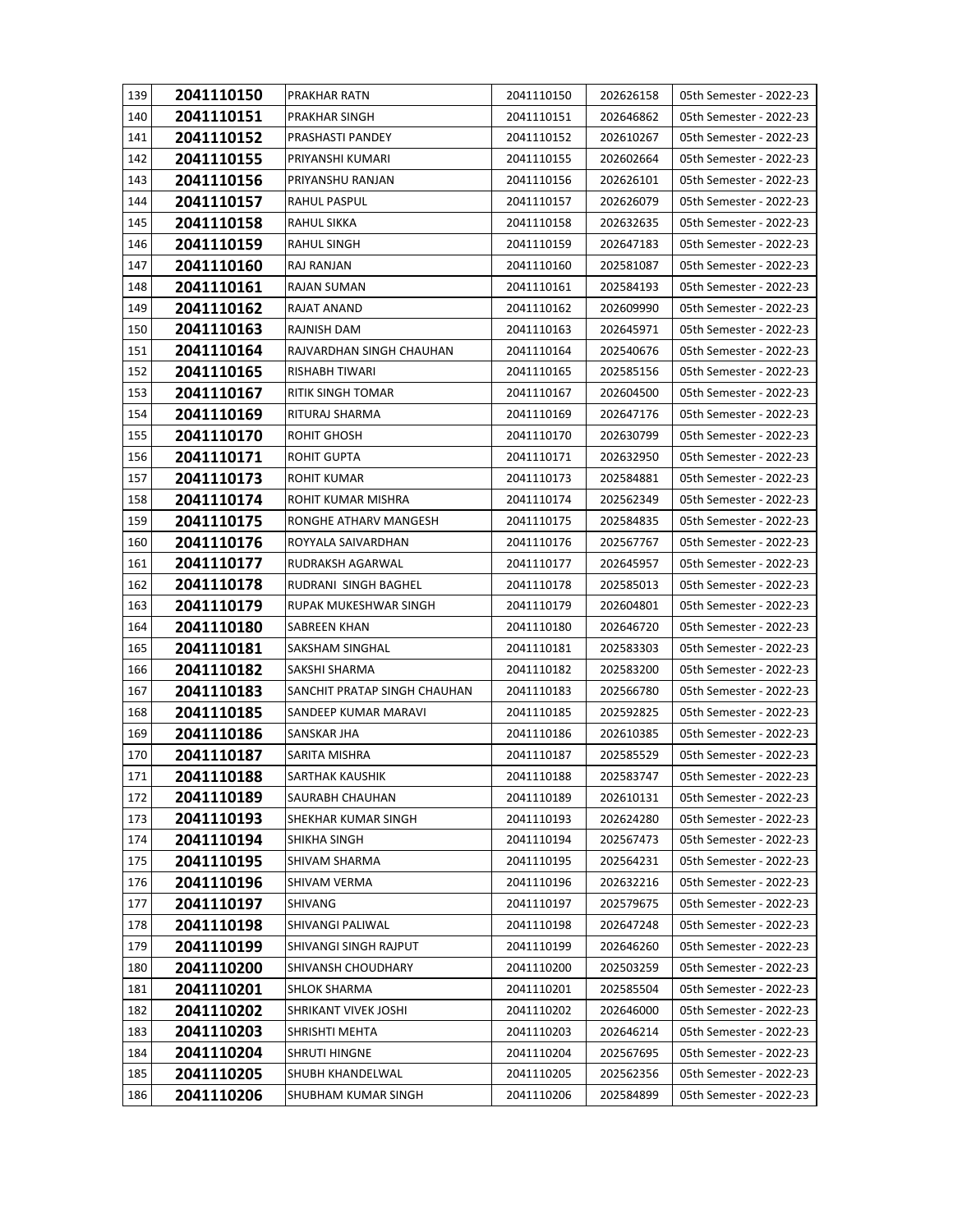| | | | | | |
|---|---|---|---|---|---|
| 139 | **2041110150** | PRAKHAR RATN | 2041110150 | 202626158 | 05th Semester - 2022-23 |
| 140 | **2041110151** | PRAKHAR SINGH | 2041110151 | 202646862 | 05th Semester - 2022-23 |
| 141 | **2041110152** | PRASHASTI PANDEY | 2041110152 | 202610267 | 05th Semester - 2022-23 |
| 142 | **2041110155** | PRIYANSHI KUMARI | 2041110155 | 202602664 | 05th Semester - 2022-23 |
| 143 | **2041110156** | PRIYANSHU RANJAN | 2041110156 | 202626101 | 05th Semester - 2022-23 |
| 144 | **2041110157** | RAHUL PASPUL | 2041110157 | 202626079 | 05th Semester - 2022-23 |
| 145 | **2041110158** | RAHUL SIKKA | 2041110158 | 202632635 | 05th Semester - 2022-23 |
| 146 | **2041110159** | RAHUL SINGH | 2041110159 | 202647183 | 05th Semester - 2022-23 |
| 147 | **2041110160** | RAJ RANJAN | 2041110160 | 202581087 | 05th Semester - 2022-23 |
| 148 | **2041110161** | RAJAN SUMAN | 2041110161 | 202584193 | 05th Semester - 2022-23 |
| 149 | **2041110162** | RAJAT ANAND | 2041110162 | 202609990 | 05th Semester - 2022-23 |
| 150 | **2041110163** | RAJNISH DAM | 2041110163 | 202645971 | 05th Semester - 2022-23 |
| 151 | **2041110164** | RAJVARDHAN SINGH CHAUHAN | 2041110164 | 202540676 | 05th Semester - 2022-23 |
| 152 | **2041110165** | RISHABH TIWARI | 2041110165 | 202585156 | 05th Semester - 2022-23 |
| 153 | **2041110167** | RITIK SINGH TOMAR | 2041110167 | 202604500 | 05th Semester - 2022-23 |
| 154 | **2041110169** | RITURAJ SHARMA | 2041110169 | 202647176 | 05th Semester - 2022-23 |
| 155 | **2041110170** | ROHIT GHOSH | 2041110170 | 202630799 | 05th Semester - 2022-23 |
| 156 | **2041110171** | ROHIT GUPTA | 2041110171 | 202632950 | 05th Semester - 2022-23 |
| 157 | **2041110173** | ROHIT KUMAR | 2041110173 | 202584881 | 05th Semester - 2022-23 |
| 158 | **2041110174** | ROHIT KUMAR MISHRA | 2041110174 | 202562349 | 05th Semester - 2022-23 |
| 159 | **2041110175** | RONGHE ATHARV MANGESH | 2041110175 | 202584835 | 05th Semester - 2022-23 |
| 160 | **2041110176** | ROYYALA SAIVARDHAN | 2041110176 | 202567767 | 05th Semester - 2022-23 |
| 161 | **2041110177** | RUDRAKSH AGARWAL | 2041110177 | 202645957 | 05th Semester - 2022-23 |
| 162 | **2041110178** | RUDRANI SINGH BAGHEL | 2041110178 | 202585013 | 05th Semester - 2022-23 |
| 163 | **2041110179** | RUPAK MUKESHWAR SINGH | 2041110179 | 202604801 | 05th Semester - 2022-23 |
| 164 | **2041110180** | SABREEN KHAN | 2041110180 | 202646720 | 05th Semester - 2022-23 |
| 165 | **2041110181** | SAKSHAM SINGHAL | 2041110181 | 202583303 | 05th Semester - 2022-23 |
| 166 | **2041110182** | SAKSHI SHARMA | 2041110182 | 202583200 | 05th Semester - 2022-23 |
| 167 | **2041110183** | SANCHIT PRATAP SINGH CHAUHAN | 2041110183 | 202566780 | 05th Semester - 2022-23 |
| 168 | **2041110185** | SANDEEP KUMAR MARAVI | 2041110185 | 202592825 | 05th Semester - 2022-23 |
| 169 | **2041110186** | SANSKAR JHA | 2041110186 | 202610385 | 05th Semester - 2022-23 |
| 170 | **2041110187** | SARITA MISHRA | 2041110187 | 202585529 | 05th Semester - 2022-23 |
| 171 | **2041110188** | SARTHAK KAUSHIK | 2041110188 | 202583747 | 05th Semester - 2022-23 |
| 172 | **2041110189** | SAURABH CHAUHAN | 2041110189 | 202610131 | 05th Semester - 2022-23 |
| 173 | **2041110193** | SHEKHAR KUMAR SINGH | 2041110193 | 202624280 | 05th Semester - 2022-23 |
| 174 | **2041110194** | SHIKHA SINGH | 2041110194 | 202567473 | 05th Semester - 2022-23 |
| 175 | **2041110195** | SHIVAM SHARMA | 2041110195 | 202564231 | 05th Semester - 2022-23 |
| 176 | **2041110196** | SHIVAM VERMA | 2041110196 | 202632216 | 05th Semester - 2022-23 |
| 177 | **2041110197** | SHIVANG | 2041110197 | 202579675 | 05th Semester - 2022-23 |
| 178 | **2041110198** | SHIVANGI PALIWAL | 2041110198 | 202647248 | 05th Semester - 2022-23 |
| 179 | **2041110199** | SHIVANGI SINGH RAJPUT | 2041110199 | 202646260 | 05th Semester - 2022-23 |
| 180 | **2041110200** | SHIVANSH CHOUDHARY | 2041110200 | 202503259 | 05th Semester - 2022-23 |
| 181 | **2041110201** | SHLOK SHARMA | 2041110201 | 202585504 | 05th Semester - 2022-23 |
| 182 | **2041110202** | SHRIKANT VIVEK JOSHI | 2041110202 | 202646000 | 05th Semester - 2022-23 |
| 183 | **2041110203** | SHRISHTI MEHTA | 2041110203 | 202646214 | 05th Semester - 2022-23 |
| 184 | **2041110204** | SHRUTI HINGNE | 2041110204 | 202567695 | 05th Semester - 2022-23 |
| 185 | **2041110205** | SHUBH KHANDELWAL | 2041110205 | 202562356 | 05th Semester - 2022-23 |
| 186 | **2041110206** | SHUBHAM KUMAR SINGH | 2041110206 | 202584899 | 05th Semester - 2022-23 |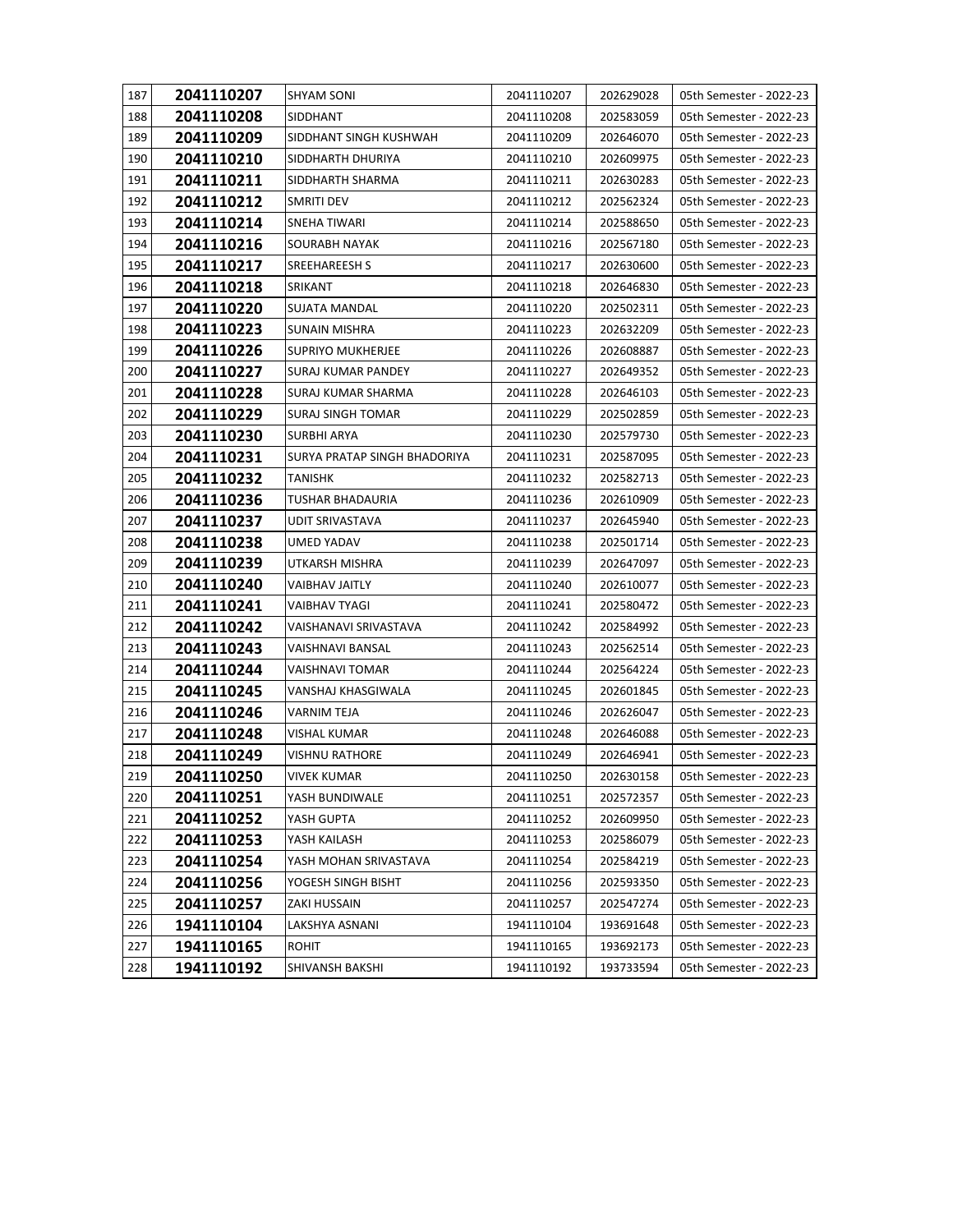| | | | | | |
|---|---|---|---|---|---|
| 187 | **2041110207** | SHYAM SONI | 2041110207 | 202629028 | 05th Semester - 2022-23 |
| 188 | **2041110208** | SIDDHANT | 2041110208 | 202583059 | 05th Semester - 2022-23 |
| 189 | **2041110209** | SIDDHANT SINGH KUSHWAH | 2041110209 | 202646070 | 05th Semester - 2022-23 |
| 190 | **2041110210** | SIDDHARTH DHURIYA | 2041110210 | 202609975 | 05th Semester - 2022-23 |
| 191 | **2041110211** | SIDDHARTH SHARMA | 2041110211 | 202630283 | 05th Semester - 2022-23 |
| 192 | **2041110212** | SMRITI DEV | 2041110212 | 202562324 | 05th Semester - 2022-23 |
| 193 | **2041110214** | SNEHA TIWARI | 2041110214 | 202588650 | 05th Semester - 2022-23 |
| 194 | **2041110216** | SOURABH NAYAK | 2041110216 | 202567180 | 05th Semester - 2022-23 |
| 195 | **2041110217** | SREEHAREESH S | 2041110217 | 202630600 | 05th Semester - 2022-23 |
| 196 | **2041110218** | SRIKANT | 2041110218 | 202646830 | 05th Semester - 2022-23 |
| 197 | **2041110220** | SUJATA MANDAL | 2041110220 | 202502311 | 05th Semester - 2022-23 |
| 198 | **2041110223** | SUNAIN MISHRA | 2041110223 | 202632209 | 05th Semester - 2022-23 |
| 199 | **2041110226** | SUPRIYO MUKHERJEE | 2041110226 | 202608887 | 05th Semester - 2022-23 |
| 200 | **2041110227** | SURAJ KUMAR PANDEY | 2041110227 | 202649352 | 05th Semester - 2022-23 |
| 201 | **2041110228** | SURAJ KUMAR SHARMA | 2041110228 | 202646103 | 05th Semester - 2022-23 |
| 202 | **2041110229** | SURAJ SINGH TOMAR | 2041110229 | 202502859 | 05th Semester - 2022-23 |
| 203 | **2041110230** | SURBHI ARYA | 2041110230 | 202579730 | 05th Semester - 2022-23 |
| 204 | **2041110231** | SURYA PRATAP SINGH BHADORIYA | 2041110231 | 202587095 | 05th Semester - 2022-23 |
| 205 | **2041110232** | TANISHK | 2041110232 | 202582713 | 05th Semester - 2022-23 |
| 206 | **2041110236** | TUSHAR BHADAURIA | 2041110236 | 202610909 | 05th Semester - 2022-23 |
| 207 | **2041110237** | UDIT SRIVASTAVA | 2041110237 | 202645940 | 05th Semester - 2022-23 |
| 208 | **2041110238** | UMED YADAV | 2041110238 | 202501714 | 05th Semester - 2022-23 |
| 209 | **2041110239** | UTKARSH MISHRA | 2041110239 | 202647097 | 05th Semester - 2022-23 |
| 210 | **2041110240** | VAIBHAV JAITLY | 2041110240 | 202610077 | 05th Semester - 2022-23 |
| 211 | **2041110241** | VAIBHAV TYAGI | 2041110241 | 202580472 | 05th Semester - 2022-23 |
| 212 | **2041110242** | VAISHANAVI SRIVASTAVA | 2041110242 | 202584992 | 05th Semester - 2022-23 |
| 213 | **2041110243** | VAISHNAVI BANSAL | 2041110243 | 202562514 | 05th Semester - 2022-23 |
| 214 | **2041110244** | VAISHNAVI TOMAR | 2041110244 | 202564224 | 05th Semester - 2022-23 |
| 215 | **2041110245** | VANSHAJ KHASGIWALA | 2041110245 | 202601845 | 05th Semester - 2022-23 |
| 216 | **2041110246** | VARNIM TEJA | 2041110246 | 202626047 | 05th Semester - 2022-23 |
| 217 | **2041110248** | VISHAL KUMAR | 2041110248 | 202646088 | 05th Semester - 2022-23 |
| 218 | **2041110249** | VISHNU RATHORE | 2041110249 | 202646941 | 05th Semester - 2022-23 |
| 219 | **2041110250** | VIVEK KUMAR | 2041110250 | 202630158 | 05th Semester - 2022-23 |
| 220 | **2041110251** | YASH BUNDIWALE | 2041110251 | 202572357 | 05th Semester - 2022-23 |
| 221 | **2041110252** | YASH GUPTA | 2041110252 | 202609950 | 05th Semester - 2022-23 |
| 222 | **2041110253** | YASH KAILASH | 2041110253 | 202586079 | 05th Semester - 2022-23 |
| 223 | **2041110254** | YASH MOHAN SRIVASTAVA | 2041110254 | 202584219 | 05th Semester - 2022-23 |
| 224 | **2041110256** | YOGESH SINGH BISHT | 2041110256 | 202593350 | 05th Semester - 2022-23 |
| 225 | **2041110257** | ZAKI HUSSAIN | 2041110257 | 202547274 | 05th Semester - 2022-23 |
| 226 | **1941110104** | LAKSHYA ASNANI | 1941110104 | 193691648 | 05th Semester - 2022-23 |
| 227 | **1941110165** | ROHIT | 1941110165 | 193692173 | 05th Semester - 2022-23 |
| 228 | **1941110192** | SHIVANSH BAKSHI | 1941110192 | 193733594 | 05th Semester - 2022-23 |